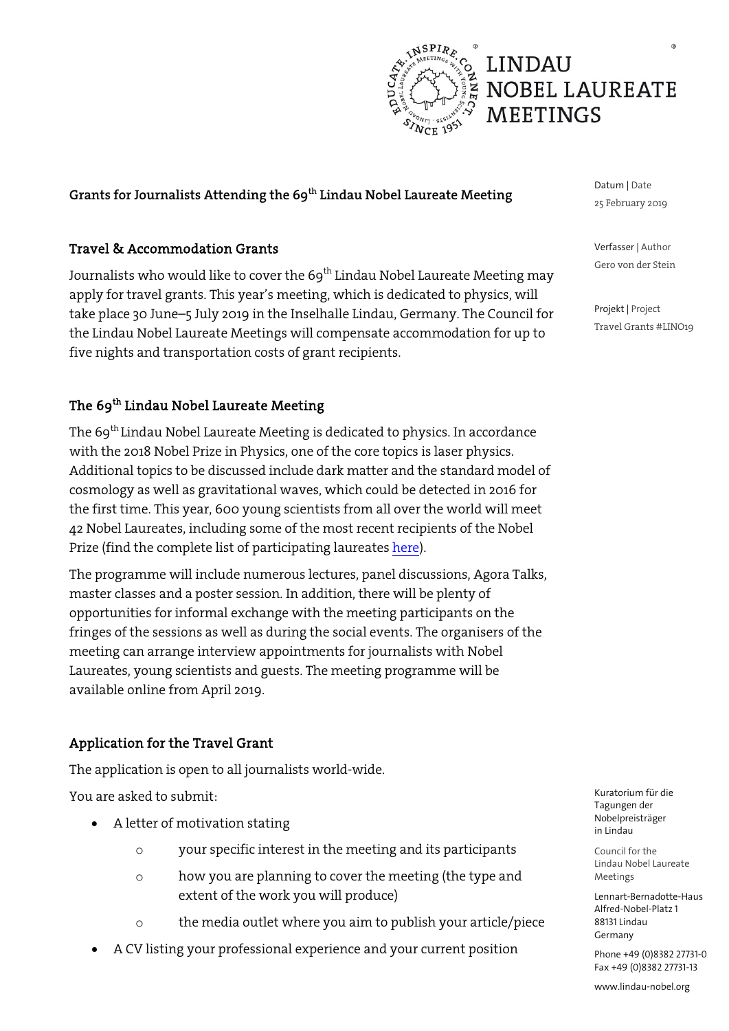# Grants for Journalists Attending the 69th Lindau Nobel Laureate Meeting

Datum | Date
25 February 2019

Verfasser | Author
Gero von der Stein

Projekt | Project
Travel Grants #LINO19

## Travel & Accommodation Grants

Journalists who would like to cover the 69th Lindau Nobel Laureate Meeting may apply for travel grants. This year's meeting, which is dedicated to physics, will take place 30 June–5 July 2019 in the Inselhalle Lindau, Germany. The Council for the Lindau Nobel Laureate Meetings will compensate accommodation for up to five nights and transportation costs of grant recipients.

## The 69th Lindau Nobel Laureate Meeting

The 69th Lindau Nobel Laureate Meeting is dedicated to physics. In accordance with the 2018 Nobel Prize in Physics, one of the core topics is laser physics. Additional topics to be discussed include dark matter and the standard model of cosmology as well as gravitational waves, which could be detected in 2016 for the first time. This year, 600 young scientists from all over the world will meet 42 Nobel Laureates, including some of the most recent recipients of the Nobel Prize (find the complete list of participating laureates here).

The programme will include numerous lectures, panel discussions, Agora Talks, master classes and a poster session. In addition, there will be plenty of opportunities for informal exchange with the meeting participants on the fringes of the sessions as well as during the social events. The organisers of the meeting can arrange interview appointments for journalists with Nobel Laureates, young scientists and guests. The meeting programme will be available online from April 2019.

## Application for the Travel Grant

The application is open to all journalists world-wide.

You are asked to submit:

- A letter of motivation stating
  - your specific interest in the meeting and its participants
  - how you are planning to cover the meeting (the type and extent of the work you will produce)
  - the media outlet where you aim to publish your article/piece
- A CV listing your professional experience and your current position

Kuratorium für die Tagungen der Nobelpreisträger in Lindau

Council for the Lindau Nobel Laureate Meetings

Lennart-Bernadotte-Haus
Alfred-Nobel-Platz 1
88131 Lindau
Germany

Phone +49 (0)8382 27731-0
Fax +49 (0)8382 27731-13

www.lindau-nobel.org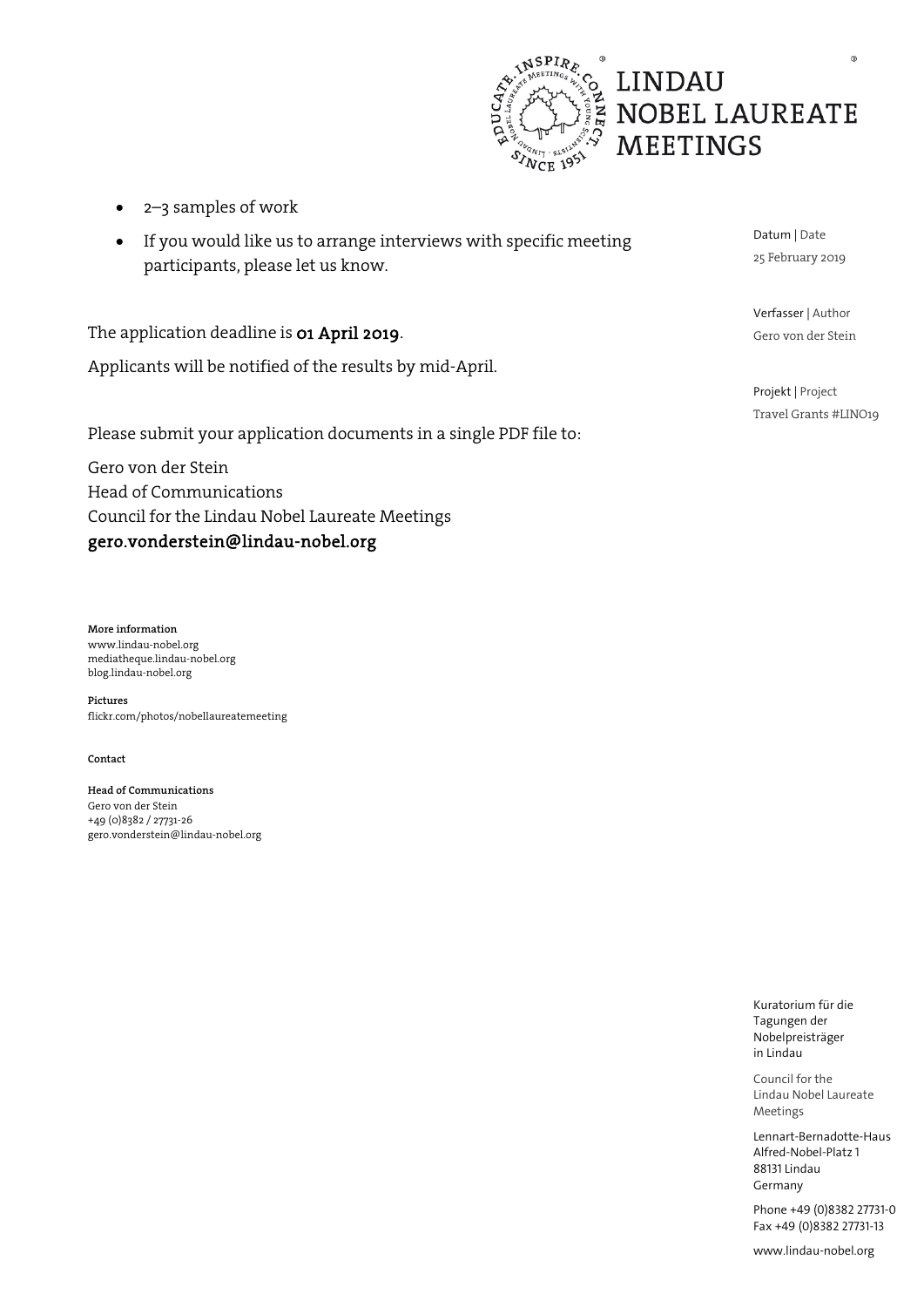- 2–3 samples of work
- If you would like us to arrange interviews with specific meeting participants, please let us know.

Datum | Date
25 February 2019

Verfasser | Author
Gero von der Stein

Projekt | Project
Travel Grants #LINO19

The application deadline is **01 April 2019**.

Applicants will be notified of the results by mid-April.

Please submit your application documents in a single PDF file to:

Gero von der Stein
Head of Communications
Council for the Lindau Nobel Laureate Meetings
**gero.vonderstein@lindau-nobel.org**

**More information**
www.lindau-nobel.org
mediatheque.lindau-nobel.org
blog.lindau-nobel.org

**Pictures**
flickr.com/photos/nobellaureatemeeting

**Contact**

**Head of Communications**
Gero von der Stein
+49 (0)8382 / 27731-26
gero.vonderstein@lindau-nobel.org

Kuratorium für die Tagungen der Nobelpreisträger in Lindau

Council for the Lindau Nobel Laureate Meetings

Lennart-Bernadotte-Haus
Alfred-Nobel-Platz 1
88131 Lindau
Germany

Phone +49 (0)8382 27731-0
Fax +49 (0)8382 27731-13

www.lindau-nobel.org